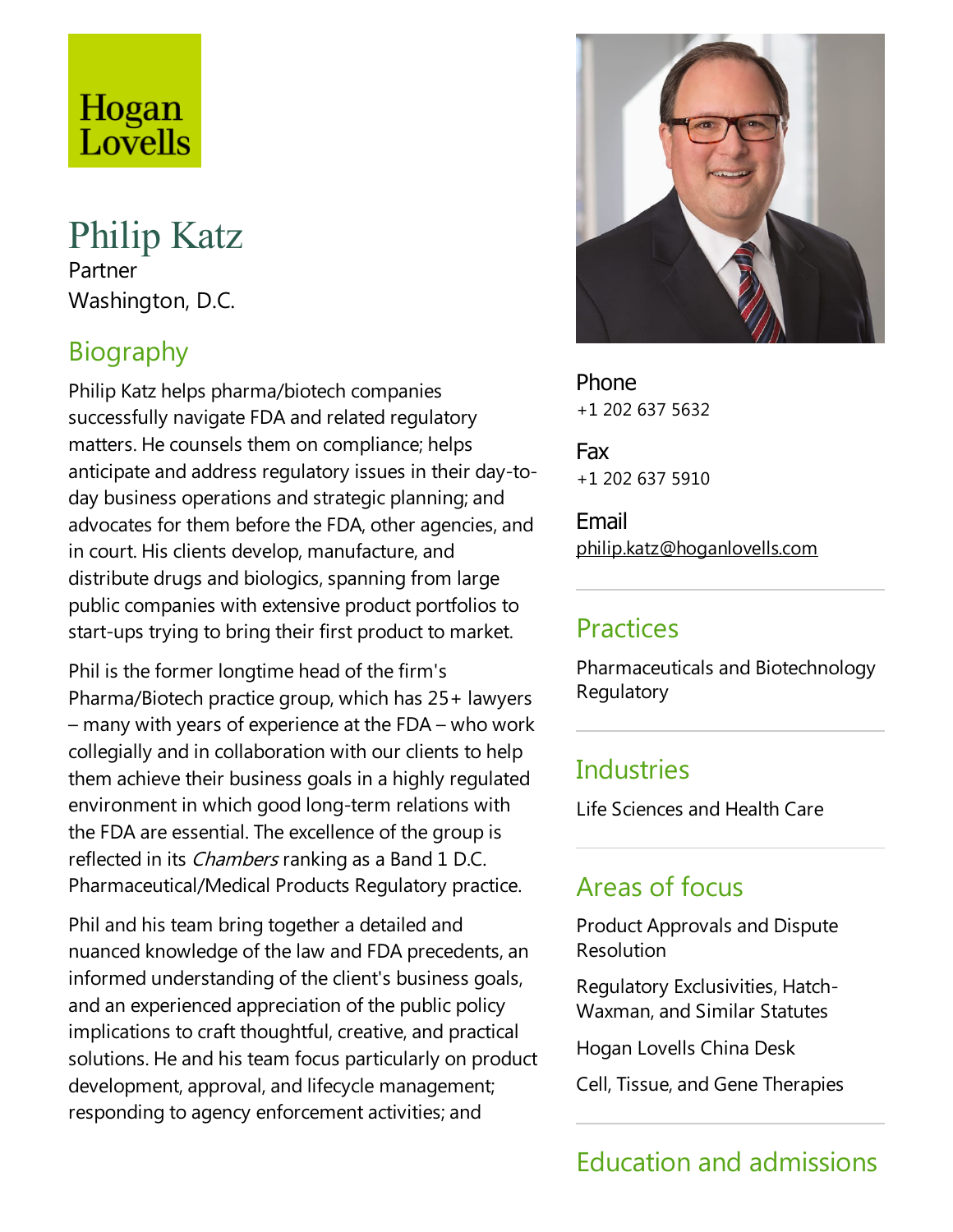Hogan Lovells

# Philip Katz

Partner
Washington, D.C.

## Biography

Philip Katz helps pharma/biotech companies successfully navigate FDA and related regulatory matters. He counsels them on compliance; helps anticipate and address regulatory issues in their day-to-day business operations and strategic planning; and advocates for them before the FDA, other agencies, and in court. His clients develop, manufacture, and distribute drugs and biologics, spanning from large public companies with extensive product portfolios to start-ups trying to bring their first product to market.

Phil is the former longtime head of the firm's Pharma/Biotech practice group, which has 25+ lawyers – many with years of experience at the FDA – who work collegially and in collaboration with our clients to help them achieve their business goals in a highly regulated environment in which good long-term relations with the FDA are essential. The excellence of the group is reflected in its *Chambers* ranking as a Band 1 D.C. Pharmaceutical/Medical Products Regulatory practice.

Phil and his team bring together a detailed and nuanced knowledge of the law and FDA precedents, an informed understanding of the client's business goals, and an experienced appreciation of the public policy implications to craft thoughtful, creative, and practical solutions. He and his team focus particularly on product development, approval, and lifecycle management; responding to agency enforcement activities; and

Phone
+1 202 637 5632

Fax
+1 202 637 5910

Email
philip.katz@hoganlovells.com

## Practices

Pharmaceuticals and Biotechnology Regulatory

## Industries

Life Sciences and Health Care

## Areas of focus

Product Approvals and Dispute Resolution

Regulatory Exclusivities, Hatch-Waxman, and Similar Statutes

Hogan Lovells China Desk

Cell, Tissue, and Gene Therapies

## Education and admissions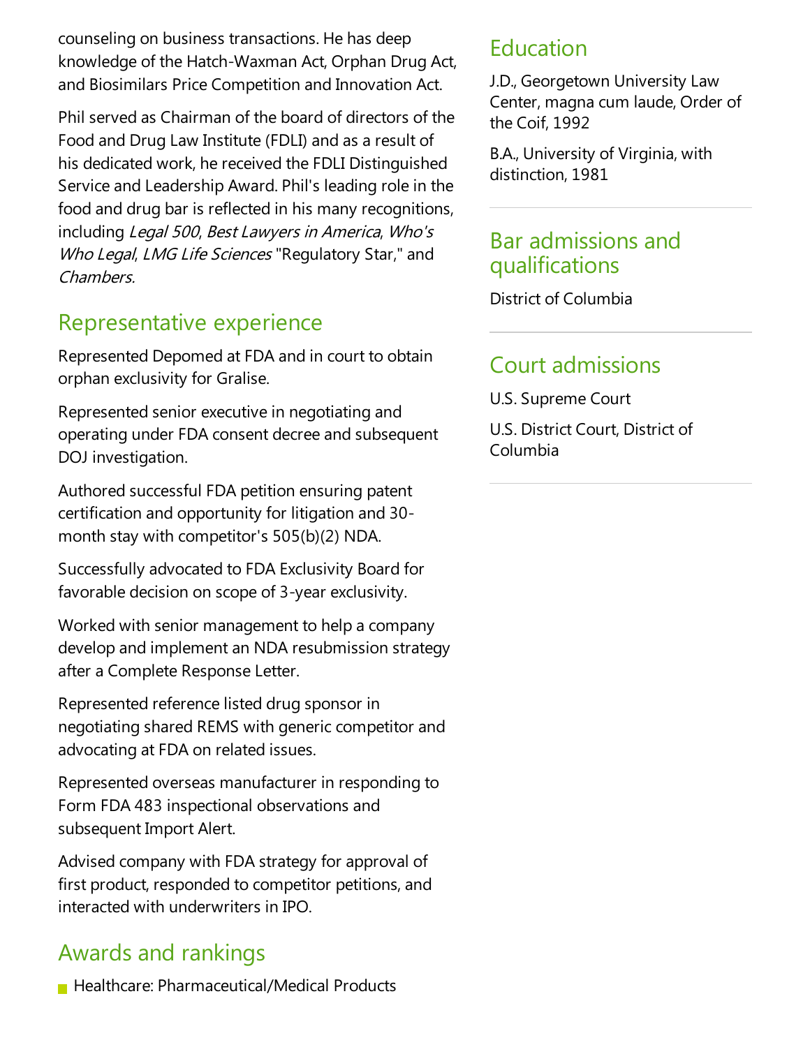counseling on business transactions. He has deep knowledge of the Hatch-Waxman Act, Orphan Drug Act, and Biosimilars Price Competition and Innovation Act.

Phil served as Chairman of the board of directors of the Food and Drug Law Institute (FDLI) and as a result of his dedicated work, he received the FDLI Distinguished Service and Leadership Award. Phil's leading role in the food and drug bar is reflected in his many recognitions, including *Legal 500*, *Best Lawyers in America*, *Who's Who Legal*, *LMG Life Sciences* "Regulatory Star," and *Chambers.*

## Representative experience

Represented Depomed at FDA and in court to obtain orphan exclusivity for Gralise.

Represented senior executive in negotiating and operating under FDA consent decree and subsequent DOJ investigation.

Authored successful FDA petition ensuring patent certification and opportunity for litigation and 30-month stay with competitor's 505(b)(2) NDA.

Successfully advocated to FDA Exclusivity Board for favorable decision on scope of 3-year exclusivity.

Worked with senior management to help a company develop and implement an NDA resubmission strategy after a Complete Response Letter.

Represented reference listed drug sponsor in negotiating shared REMS with generic competitor and advocating at FDA on related issues.

Represented overseas manufacturer in responding to Form FDA 483 inspectional observations and subsequent Import Alert.

Advised company with FDA strategy for approval of first product, responded to competitor petitions, and interacted with underwriters in IPO.

## Awards and rankings

- Healthcare: Pharmaceutical/Medical Products

## Education

J.D., Georgetown University Law Center, magna cum laude, Order of the Coif, 1992

B.A., University of Virginia, with distinction, 1981

## Bar admissions and qualifications

District of Columbia

## Court admissions

U.S. Supreme Court

U.S. District Court, District of Columbia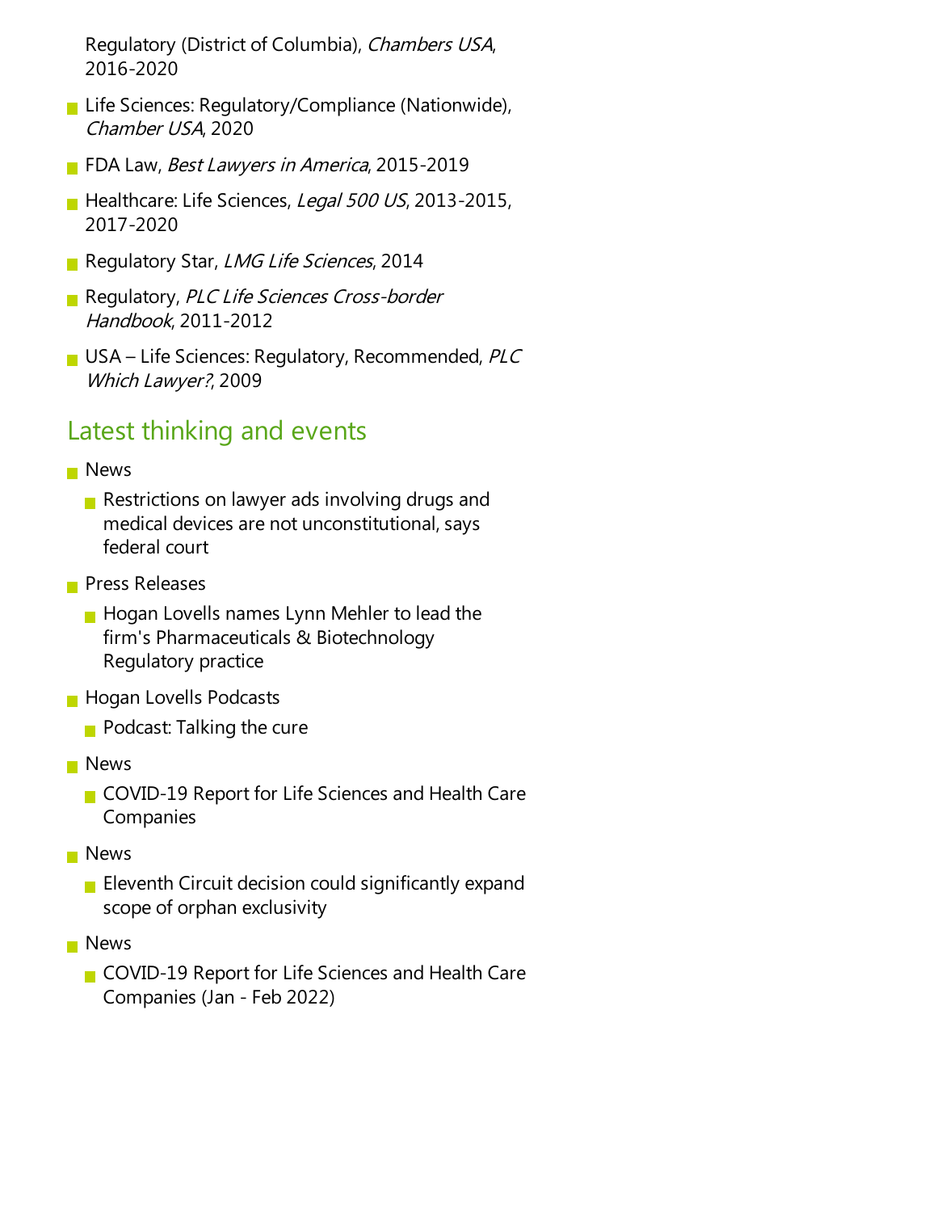Regulatory (District of Columbia), *Chambers USA*, 2016-2020

- Life Sciences: Regulatory/Compliance (Nationwide), *Chamber USA*, 2020
- FDA Law, *Best Lawyers in America*, 2015-2019
- Healthcare: Life Sciences, *Legal 500 US*, 2013-2015, 2017-2020
- Regulatory Star, *LMG Life Sciences*, 2014
- Regulatory, *PLC Life Sciences Cross-border Handbook*, 2011-2012
- USA – Life Sciences: Regulatory, Recommended, *PLC Which Lawyer?*, 2009

## Latest thinking and events

- News
  - Restrictions on lawyer ads involving drugs and medical devices are not unconstitutional, says federal court
- Press Releases
  - Hogan Lovells names Lynn Mehler to lead the firm's Pharmaceuticals & Biotechnology Regulatory practice
- Hogan Lovells Podcasts
  - Podcast: Talking the cure
- News
  - COVID-19 Report for Life Sciences and Health Care Companies
- News
  - Eleventh Circuit decision could significantly expand scope of orphan exclusivity
- News
  - COVID-19 Report for Life Sciences and Health Care Companies (Jan - Feb 2022)